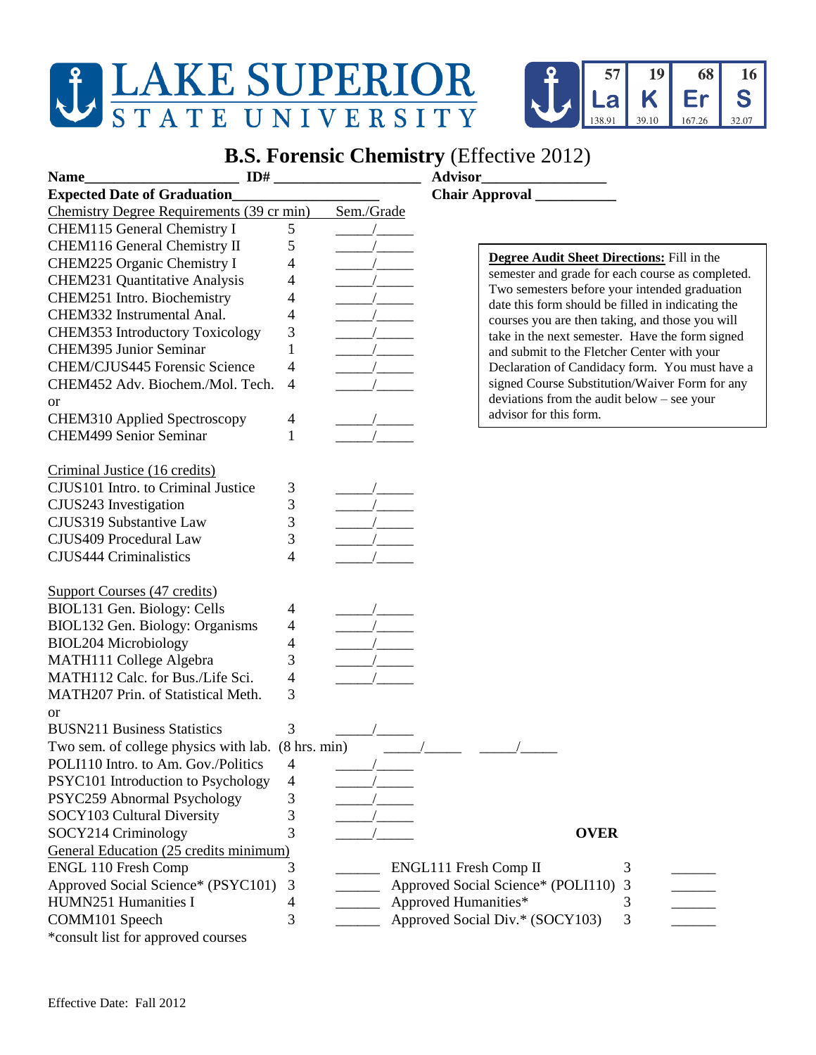# LAKE SUPERIOR STATE UNIVERSITY

| 57 | 19 | 68 | 16 |
|---|---|---|---|
| La | K | Er | S |
| 138.91 | 39.10 | 167.26 | 32.07 |

## **B.S. Forensic Chemistry** (Effective 2012)

**Name**____________________ **ID#** ____________________ **Advisor**________________

**Expected Date of Graduation**____________________ **Chair Approval** ___________

> **Degree Audit Sheet Directions:** Fill in the semester and grade for each course as completed. Two semesters before your intended graduation date this form should be filled in indicating the courses you are then taking, and those you will take in the next semester. Have the form signed and submit to the Fletcher Center with your Declaration of Candidacy form. You must have a signed Course Substitution/Waiver Form for any deviations from the audit below – see your advisor for this form.

| Chemistry Degree Requirements (39 cr min) | | Sem./Grade |
|---|---|---|
| CHEM115 General Chemistry I | 5 | _____/_____ |
| CHEM116 General Chemistry II | 5 | _____/_____ |
| CHEM225 Organic Chemistry I | 4 | _____/_____ |
| CHEM231 Quantitative Analysis | 4 | _____/_____ |
| CHEM251 Intro. Biochemistry | 4 | _____/_____ |
| CHEM332 Instrumental Anal. | 4 | _____/_____ |
| CHEM353 Introductory Toxicology | 3 | _____/_____ |
| CHEM395 Junior Seminar | 1 | _____/_____ |
| CHEM/CJUS445 Forensic Science | 4 | _____/_____ |
| CHEM452 Adv. Biochem./Mol. Tech. | 4 | _____/_____ |
| or | | |
| CHEM310 Applied Spectroscopy | 4 | _____/_____ |
| CHEM499 Senior Seminar | 1 | _____/_____ |

| Criminal Justice (16 credits) | | |
|---|---|---|
| CJUS101 Intro. to Criminal Justice | 3 | _____/_____ |
| CJUS243 Investigation | 3 | _____/_____ |
| CJUS319 Substantive Law | 3 | _____/_____ |
| CJUS409 Procedural Law | 3 | _____/_____ |
| CJUS444 Criminalistics | 4 | _____/_____ |

| Support Courses (47 credits) | | |
|---|---|---|
| BIOL131 Gen. Biology: Cells | 4 | _____/_____ |
| BIOL132 Gen. Biology: Organisms | 4 | _____/_____ |
| BIOL204 Microbiology | 4 | _____/_____ |
| MATH111 College Algebra | 3 | _____/_____ |
| MATH112 Calc. for Bus./Life Sci. | 4 | _____/_____ |
| MATH207 Prin. of Statistical Meth. | 3 | |
| or | | |
| BUSN211 Business Statistics | 3 | _____/_____ |
| Two sem. of college physics with lab. | (8 hrs. min) | _____/_____ _____/_____ |
| POLI110 Intro. to Am. Gov./Politics | 4 | _____/_____ |
| PSYC101 Introduction to Psychology | 4 | _____/_____ |
| PSYC259 Abnormal Psychology | 3 | _____/_____ |
| SOCY103 Cultural Diversity | 3 | _____/_____ |
| SOCY214 Criminology | 3 | _____/_____ |

**OVER**

| General Education (25 credits minimum) | | | | | |
|---|---|---|---|---|---|
| ENGL 110 Fresh Comp | 3 | ______ | ENGL111 Fresh Comp II | 3 | ______ |
| Approved Social Science* (PSYC101) | 3 | ______ | Approved Social Science* (POLI110) | 3 | ______ |
| HUMN251 Humanities I | 4 | ______ | Approved Humanities* | 3 | ______ |
| COMM101 Speech | 3 | ______ | Approved Social Div.* (SOCY103) | 3 | ______ |

*consult list for approved courses

Effective Date: Fall 2012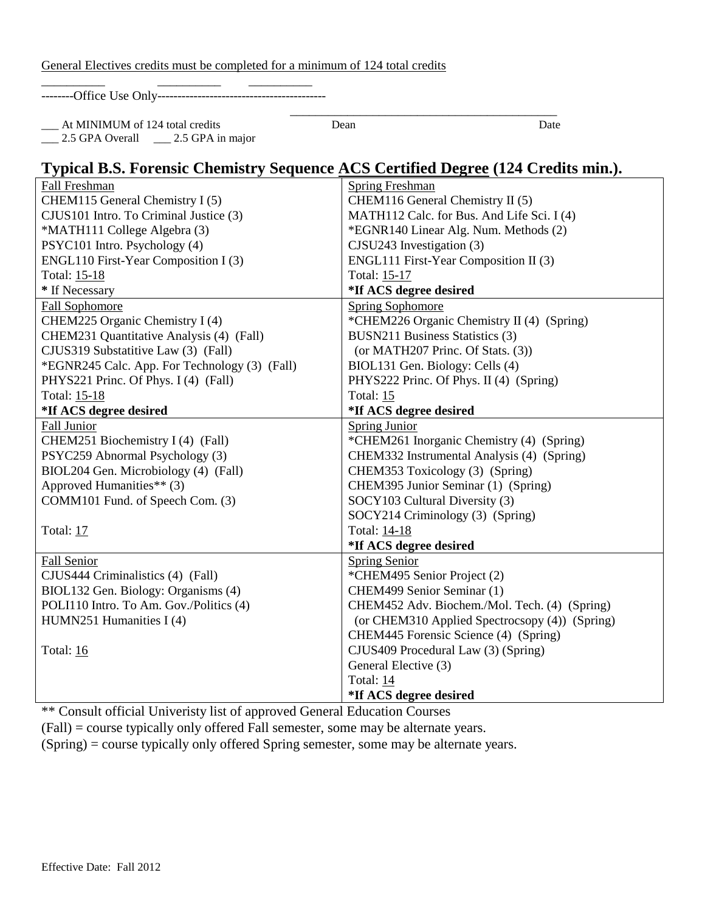General Electives credits must be completed for a minimum of 124 total credits

__________ __________ __________

--------Office Use Only------------------------------------------

___ At MINIMUM of 124 total credits

___ 2.5 GPA Overall ___ 2.5 GPA in major

_____________________________________________

Dean Date

## Typical B.S. Forensic Chemistry Sequence ACS Certified Degree (124 Credits min.).

| | |
|---|---|
| Fall Freshman | Spring Freshman |
| CHEM115 General Chemistry I (5) | CHEM116 General Chemistry II (5) |
| CJUS101 Intro. To Criminal Justice (3) | MATH112 Calc. for Bus. And Life Sci. I (4) |
| *MATH111 College Algebra (3) | *EGNR140 Linear Alg. Num. Methods (2) |
| PSYC101 Intro. Psychology (4) | CJSU243 Investigation (3) |
| ENGL110 First-Year Composition I (3) | ENGL111 First-Year Composition II (3) |
| Total: 15-18 | Total: 15-17 |
| * If Necessary | **\*If ACS degree desired** |
| Fall Sophomore | Spring Sophomore |
| CHEM225 Organic Chemistry I (4) | *CHEM226 Organic Chemistry II (4) (Spring) |
| CHEM231 Quantitative Analysis (4) (Fall) | BUSN211 Business Statistics (3) |
| CJUS319 Substatitive Law (3) (Fall) | (or MATH207 Princ. Of Stats. (3)) |
| *EGNR245 Calc. App. For Technology (3) (Fall) | BIOL131 Gen. Biology: Cells (4) |
| PHYS221 Princ. Of Phys. I (4) (Fall) | PHYS222 Princ. Of Phys. II (4) (Spring) |
| Total: 15-18 | Total: 15 |
| **\*If ACS degree desired** | **\*If ACS degree desired** |
| Fall Junior | Spring Junior |
| CHEM251 Biochemistry I (4) (Fall) | *CHEM261 Inorganic Chemistry (4) (Spring) |
| PSYC259 Abnormal Psychology (3) | CHEM332 Instrumental Analysis (4) (Spring) |
| BIOL204 Gen. Microbiology (4) (Fall) | CHEM353 Toxicology (3) (Spring) |
| Approved Humanities** (3) | CHEM395 Junior Seminar (1) (Spring) |
| COMM101 Fund. of Speech Com. (3) | SOCY103 Cultural Diversity (3) |
| | SOCY214 Criminology (3) (Spring) |
| Total: 17 | Total: 14-18 |
| | **\*If ACS degree desired** |
| Fall Senior | Spring Senior |
| CJUS444 Criminalistics (4) (Fall) | *CHEM495 Senior Project (2) |
| BIOL132 Gen. Biology: Organisms (4) | CHEM499 Senior Seminar (1) |
| POLI110 Intro. To Am. Gov./Politics (4) | CHEM452 Adv. Biochem./Mol. Tech. (4) (Spring) |
| HUMN251 Humanities I (4) | (or CHEM310 Applied Spectrocsopy (4)) (Spring) |
| | CHEM445 Forensic Science (4) (Spring) |
| Total: 16 | CJUS409 Procedural Law (3) (Spring) |
| | General Elective (3) |
| | Total: 14 |
| | **\*If ACS degree desired** |

** Consult official Univeristy list of approved General Education Courses

(Fall) = course typically only offered Fall semester, some may be alternate years.

(Spring) = course typically only offered Spring semester, some may be alternate years.

Effective Date: Fall 2012